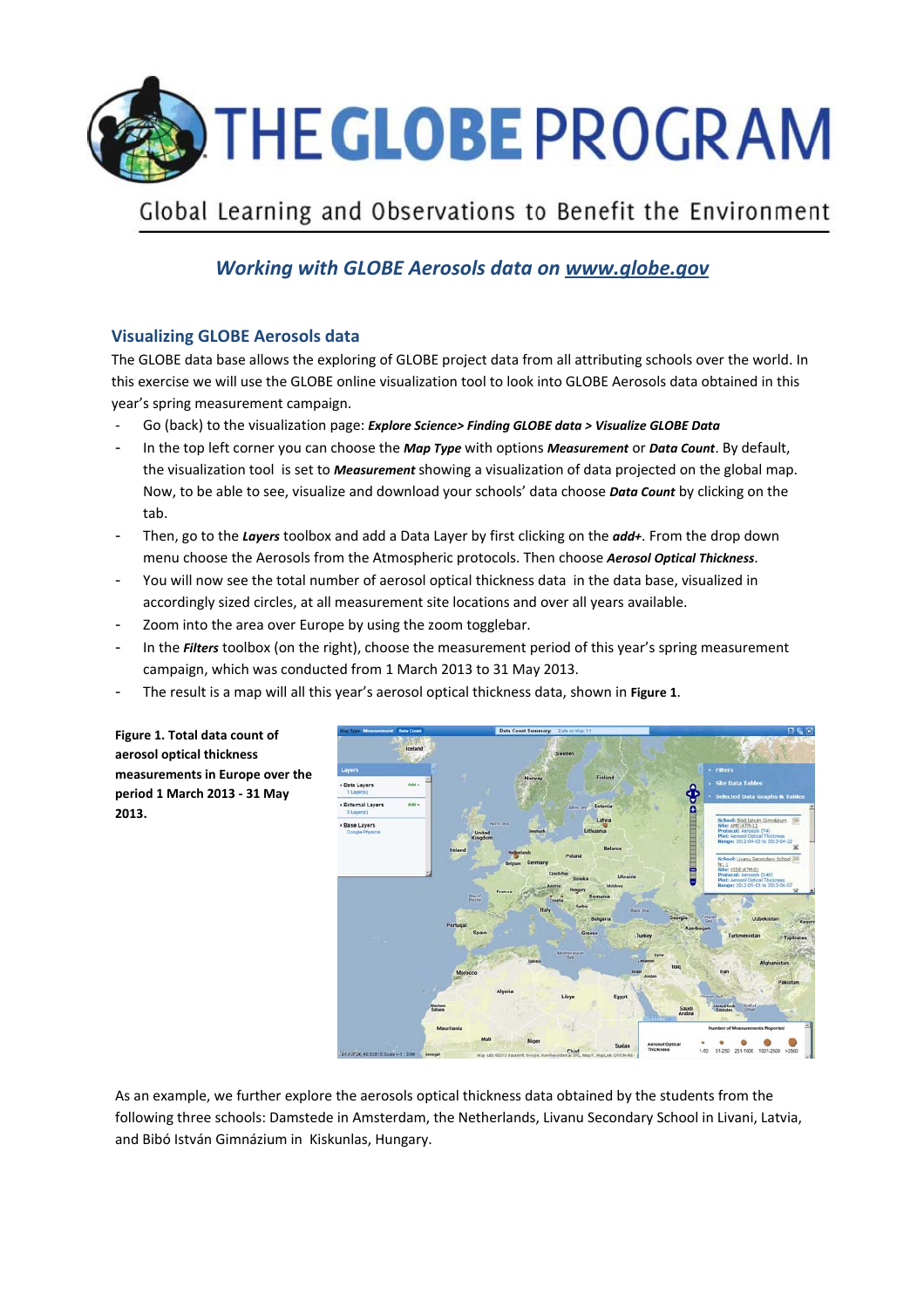# THE GLOBE PROGRAM

Global Learning and Observations to Benefit the Environment

## *Working with GLOBE Aerosols data on www.globe.gov*

### Visualizing GLOBE Aerosols data

The GLOBE data base allows the exploring of GLOBE project data from all attributing schools over the world. In this exercise we will use the GLOBE online visualization tool to look into GLOBE Aerosols data obtained in this year's spring measurement campaign.

- Go (back) to the visualization page: ***Explore Science> Finding GLOBE data > Visualize GLOBE Data***
- In the top left corner you can choose the ***Map Type*** with options ***Measurement*** or ***Data Count***. By default, the visualization tool is set to ***Measurement*** showing a visualization of data projected on the global map. Now, to be able to see, visualize and download your schools' data choose ***Data Count*** by clicking on the tab.
- Then, go to the ***Layers*** toolbox and add a Data Layer by first clicking on the ***add+***. From the drop down menu choose the Aerosols from the Atmospheric protocols. Then choose ***Aerosol Optical Thickness***.
- You will now see the total number of aerosol optical thickness data in the data base, visualized in accordingly sized circles, at all measurement site locations and over all years available.
- Zoom into the area over Europe by using the zoom togglebar.
- In the ***Filters*** toolbox (on the right), choose the measurement period of this year's spring measurement campaign, which was conducted from 1 March 2013 to 31 May 2013.
- The result is a map will all this year's aerosol optical thickness data, shown in **Figure 1**.

**Figure 1. Total data count of aerosol optical thickness measurements in Europe over the period 1 March 2013 - 31 May 2013.**

As an example, we further explore the aerosols optical thickness data obtained by the students from the following three schools: Damstede in Amsterdam, the Netherlands, Livanu Secondary School in Livani, Latvia, and Bibó István Gimnázium in Kiskunlas, Hungary.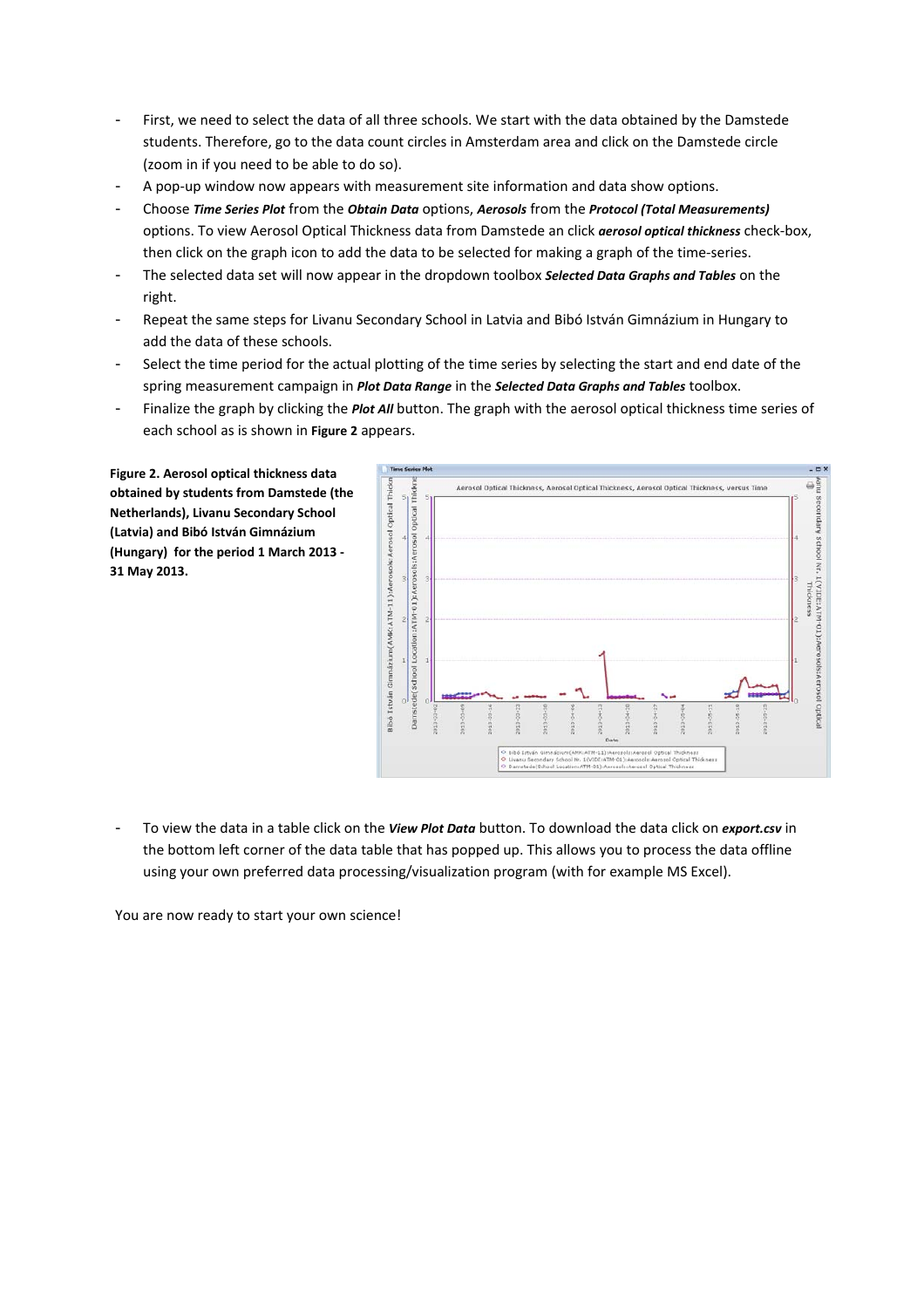- First, we need to select the data of all three schools. We start with the data obtained by the Damstede students. Therefore, go to the data count circles in Amsterdam area and click on the Damstede circle (zoom in if you need to be able to do so).
- A pop-up window now appears with measurement site information and data show options.
- Choose ***Time Series Plot*** from the ***Obtain Data*** options, ***Aerosols*** from the ***Protocol (Total Measurements)*** options. To view Aerosol Optical Thickness data from Damstede an click ***aerosol optical thickness*** check-box, then click on the graph icon to add the data to be selected for making a graph of the time-series.
- The selected data set will now appear in the dropdown toolbox ***Selected Data Graphs and Tables*** on the right.
- Repeat the same steps for Livanu Secondary School in Latvia and Bibó István Gimnázium in Hungary to add the data of these schools.
- Select the time period for the actual plotting of the time series by selecting the start and end date of the spring measurement campaign in ***Plot Data Range*** in the ***Selected Data Graphs and Tables*** toolbox.
- Finalize the graph by clicking the ***Plot All*** button. The graph with the aerosol optical thickness time series of each school as is shown in **Figure 2** appears.

**Figure 2. Aerosol optical thickness data obtained by students from Damstede (the Netherlands), Livanu Secondary School (Latvia) and Bibó István Gimnázium (Hungary) for the period 1 March 2013 - 31 May 2013.**

Time Series Plot

Aerosol Optical Thickness, Aerosol Optical Thickness, Aerosol Optical Thickness, versus Time

Date

Bibó István Gimnázium(AMK:ATM-11):Aerosols:Aerosol Optical Thickness
Livanu Secondary School Nr. 1(VIDE:ATM-01):Aerosols:Aerosol Optical Thickness
Damstede(School Location:ATM-01):Aerosols:Aerosol Optical Thickness

- To view the data in a table click on the ***View Plot Data*** button. To download the data click on ***export.csv*** in the bottom left corner of the data table that has popped up. This allows you to process the data offline using your own preferred data processing/visualization program (with for example MS Excel).

You are now ready to start your own science!